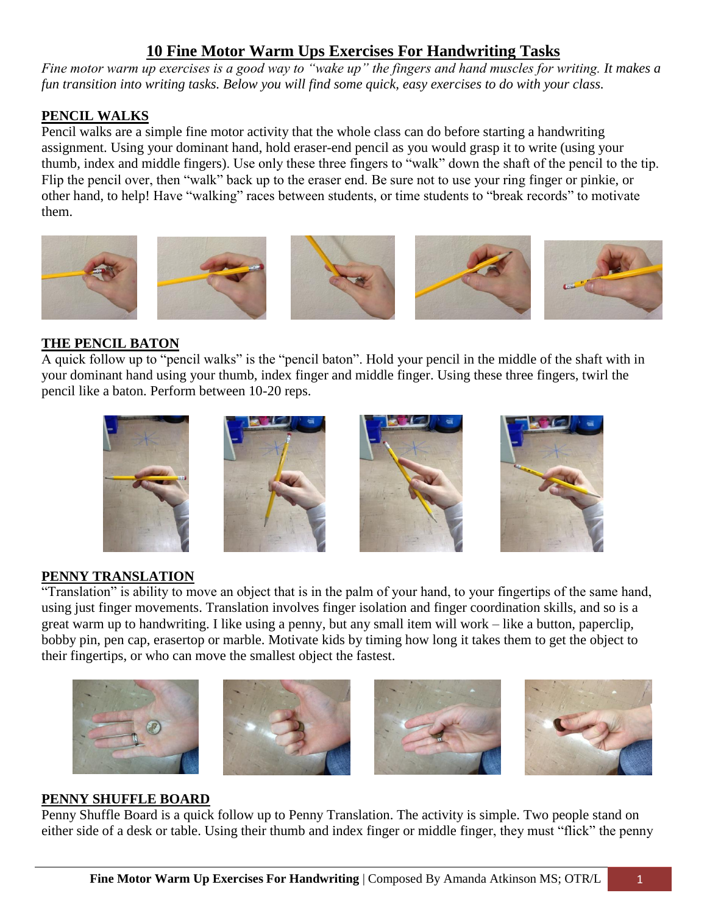# 10 Fine Motor Warm Ups Exercises For Handwriting Tasks

*Fine motor warm up exercises is a good way to "wake up" the fingers and hand muscles for writing. It makes a fun transition into writing tasks. Below you will find some quick, easy exercises to do with your class.*

## PENCIL WALKS

Pencil walks are a simple fine motor activity that the whole class can do before starting a handwriting assignment. Using your dominant hand, hold eraser-end pencil as you would grasp it to write (using your thumb, index and middle fingers). Use only these three fingers to "walk" down the shaft of the pencil to the tip. Flip the pencil over, then "walk" back up to the eraser end. Be sure not to use your ring finger or pinkie, or other hand, to help! Have "walking" races between students, or time students to "break records" to motivate them.

## THE PENCIL BATON

A quick follow up to "pencil walks" is the "pencil baton". Hold your pencil in the middle of the shaft with in your dominant hand using your thumb, index finger and middle finger. Using these three fingers, twirl the pencil like a baton. Perform between 10-20 reps.

## PENNY TRANSLATION

"Translation" is ability to move an object that is in the palm of your hand, to your fingertips of the same hand, using just finger movements. Translation involves finger isolation and finger coordination skills, and so is a great warm up to handwriting. I like using a penny, but any small item will work – like a button, paperclip, bobby pin, pen cap, erasertop or marble. Motivate kids by timing how long it takes them to get the object to their fingertips, or who can move the smallest object the fastest.

## PENNY SHUFFLE BOARD

Penny Shuffle Board is a quick follow up to Penny Translation. The activity is simple. Two people stand on either side of a desk or table. Using their thumb and index finger or middle finger, they must "flick" the penny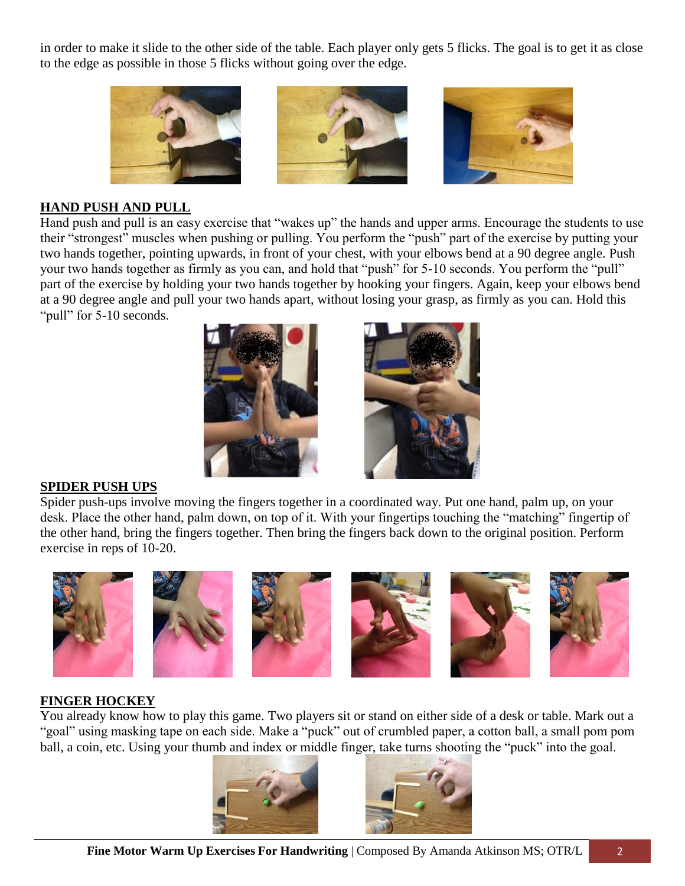in order to make it slide to the other side of the table. Each player only gets 5 flicks. The goal is to get it as close to the edge as possible in those 5 flicks without going over the edge.

## HAND PUSH AND PULL

Hand push and pull is an easy exercise that "wakes up" the hands and upper arms. Encourage the students to use their "strongest" muscles when pushing or pulling. You perform the "push" part of the exercise by putting your two hands together, pointing upwards, in front of your chest, with your elbows bend at a 90 degree angle. Push your two hands together as firmly as you can, and hold that "push" for 5-10 seconds. You perform the "pull" part of the exercise by holding your two hands together by hooking your fingers. Again, keep your elbows bend at a 90 degree angle and pull your two hands apart, without losing your grasp, as firmly as you can. Hold this "pull" for 5-10 seconds.

## SPIDER PUSH UPS

Spider push-ups involve moving the fingers together in a coordinated way. Put one hand, palm up, on your desk. Place the other hand, palm down, on top of it. With your fingertips touching the "matching" fingertip of the other hand, bring the fingers together. Then bring the fingers back down to the original position. Perform exercise in reps of 10-20.

## FINGER HOCKEY

You already know how to play this game. Two players sit or stand on either side of a desk or table. Mark out a "goal" using masking tape on each side. Make a "puck" out of crumbled paper, a cotton ball, a small pom pom ball, a coin, etc. Using your thumb and index or middle finger, take turns shooting the "puck" into the goal.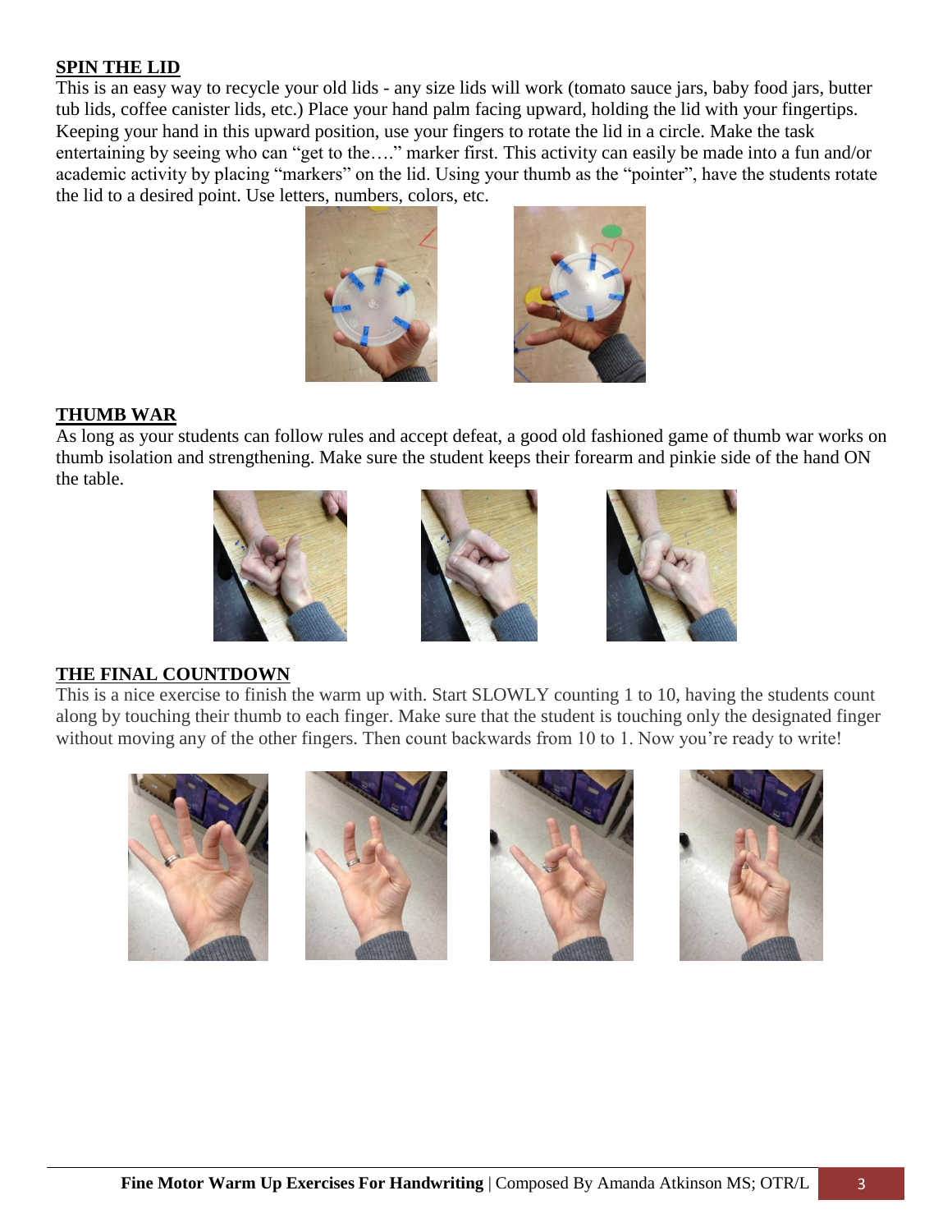## SPIN THE LID

This is an easy way to recycle your old lids - any size lids will work (tomato sauce jars, baby food jars, butter tub lids, coffee canister lids, etc.) Place your hand palm facing upward, holding the lid with your fingertips. Keeping your hand in this upward position, use your fingers to rotate the lid in a circle. Make the task entertaining by seeing who can "get to the…." marker first. This activity can easily be made into a fun and/or academic activity by placing "markers" on the lid. Using your thumb as the "pointer", have the students rotate the lid to a desired point. Use letters, numbers, colors, etc.

## THUMB WAR

As long as your students can follow rules and accept defeat, a good old fashioned game of thumb war works on thumb isolation and strengthening. Make sure the student keeps their forearm and pinkie side of the hand ON the table.

## THE FINAL COUNTDOWN

This is a nice exercise to finish the warm up with. Start SLOWLY counting 1 to 10, having the students count along by touching their thumb to each finger. Make sure that the student is touching only the designated finger without moving any of the other fingers. Then count backwards from 10 to 1. Now you're ready to write!